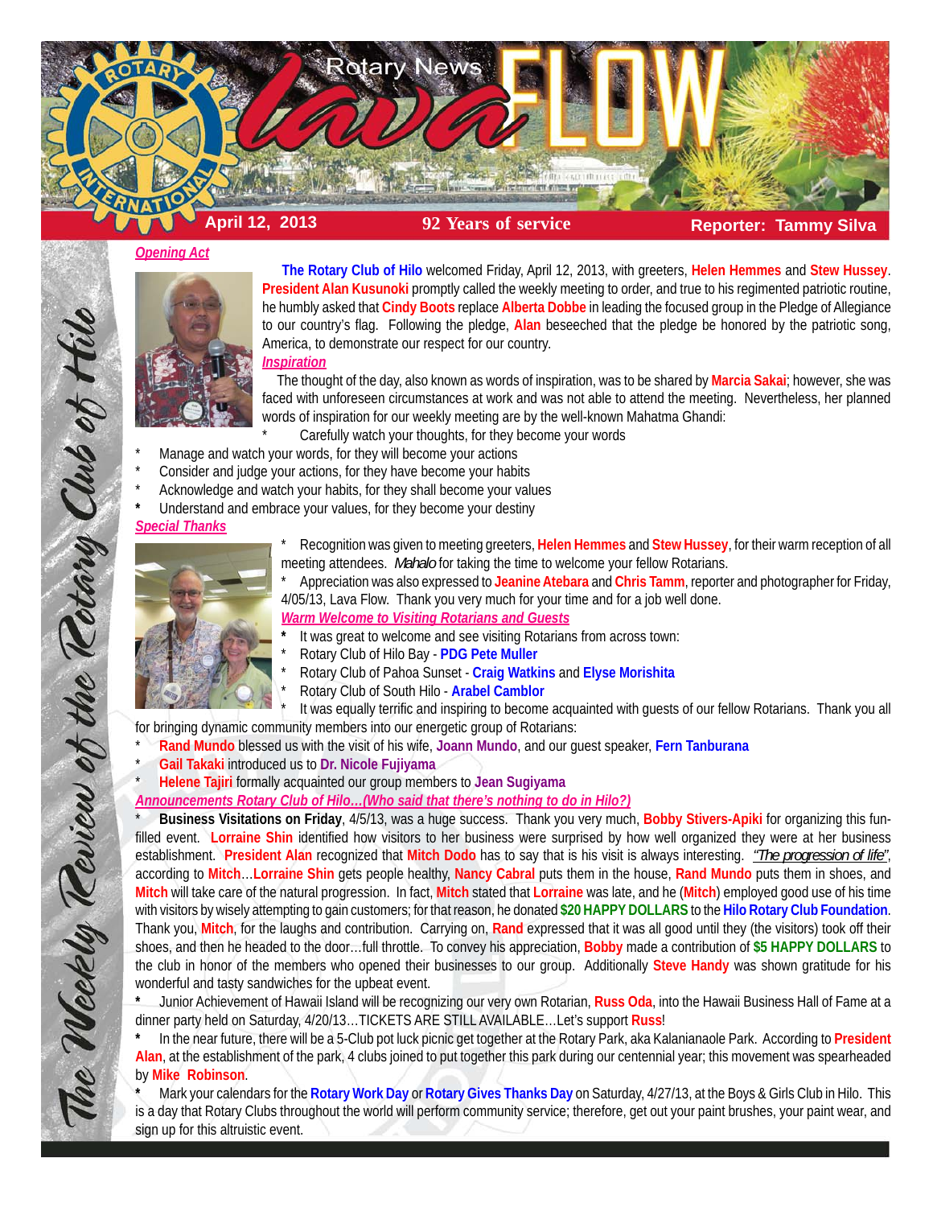# Rotary News Lava FLOW

**April 12, 2013** | **92 Years of service** | **Reporter: Tammy Silva**

The Weekly Review of the Rotary Club of Hilo

## *Opening Act*

**The Rotary Club of Hilo** welcomed Friday, April 12, 2013, with greeters, **Helen Hemmes** and **Stew Hussey**. **President Alan Kusunoki** promptly called the weekly meeting to order, and true to his regimented patriotic routine, he humbly asked that **Cindy Boots** replace **Alberta Dobbe** in leading the focused group in the Pledge of Allegiance to our country's flag. Following the pledge, **Alan** beseeched that the pledge be honored by the patriotic song, America, to demonstrate our respect for our country.

## *Inspiration*

The thought of the day, also known as words of inspiration, was to be shared by **Marcia Sakai**; however, she was faced with unforeseen circumstances at work and was not able to attend the meeting. Nevertheless, her planned words of inspiration for our weekly meeting are by the well-known Mahatma Ghandi:

* Carefully watch your thoughts, for they become your words
* Manage and watch your words, for they will become your actions
* Consider and judge your actions, for they have become your habits
* Acknowledge and watch your habits, for they shall become your values
* Understand and embrace your values, for they become your destiny

## *Special Thanks*

* Recognition was given to meeting greeters, **Helen Hemmes** and **Stew Hussey**, for their warm reception of all meeting attendees. *Mahalo* for taking the time to welcome your fellow Rotarians.
* Appreciation was also expressed to **Jeanine Atebara** and **Chris Tamm**, reporter and photographer for Friday, 4/05/13, Lava Flow. Thank you very much for your time and for a job well done.

## *Warm Welcome to Visiting Rotarians and Guests*

* It was great to welcome and see visiting Rotarians from across town:
* Rotary Club of Hilo Bay - **PDG Pete Muller**
* Rotary Club of Pahoa Sunset - **Craig Watkins** and **Elyse Morishita**
* Rotary Club of South Hilo - **Arabel Camblor**
* It was equally terrific and inspiring to become acquainted with guests of our fellow Rotarians. Thank you all for bringing dynamic community members into our energetic group of Rotarians:
* **Rand Mundo** blessed us with the visit of his wife, **Joann Mundo**, and our guest speaker, **Fern Tanburana**
* **Gail Takaki** introduced us to **Dr. Nicole Fujiyama**
* **Helene Tajiri** formally acquainted our group members to **Jean Sugiyama**

## *Announcements Rotary Club of Hilo…(Who said that there's nothing to do in Hilo?)*

* **Business Visitations on Friday**, 4/5/13, was a huge success. Thank you very much, **Bobby Stivers-Apiki** for organizing this fun-filled event. **Lorraine Shin** identified how visitors to her business were surprised by how well organized they were at her business establishment. **President Alan** recognized that **Mitch Dodo** has to say that is his visit is always interesting. *"The progression of life"*, according to **Mitch**…**Lorraine Shin** gets people healthy, **Nancy Cabral** puts them in the house, **Rand Mundo** puts them in shoes, and **Mitch** will take care of the natural progression. In fact, **Mitch** stated that **Lorraine** was late, and he (**Mitch**) employed good use of his time with visitors by wisely attempting to gain customers; for that reason, he donated **$20 HAPPY DOLLARS** to the **Hilo Rotary Club Foundation**. Thank you, **Mitch**, for the laughs and contribution. Carrying on, **Rand** expressed that it was all good until they (the visitors) took off their shoes, and then he headed to the door…full throttle. To convey his appreciation, **Bobby** made a contribution of **$5 HAPPY DOLLARS** to the club in honor of the members who opened their businesses to our group. Additionally **Steve Handy** was shown gratitude for his wonderful and tasty sandwiches for the upbeat event.
* Junior Achievement of Hawaii Island will be recognizing our very own Rotarian, **Russ Oda**, into the Hawaii Business Hall of Fame at a dinner party held on Saturday, 4/20/13…TICKETS ARE STILL AVAILABLE…Let's support **Russ**!
* In the near future, there will be a 5-Club pot luck picnic get together at the Rotary Park, aka Kalanianaole Park. According to **President Alan**, at the establishment of the park, 4 clubs joined to put together this park during our centennial year; this movement was spearheaded by **Mike Robinson**.
* Mark your calendars for the **Rotary Work Day** or **Rotary Gives Thanks Day** on Saturday, 4/27/13, at the Boys & Girls Club in Hilo. This is a day that Rotary Clubs throughout the world will perform community service; therefore, get out your paint brushes, your paint wear, and sign up for this altruistic event.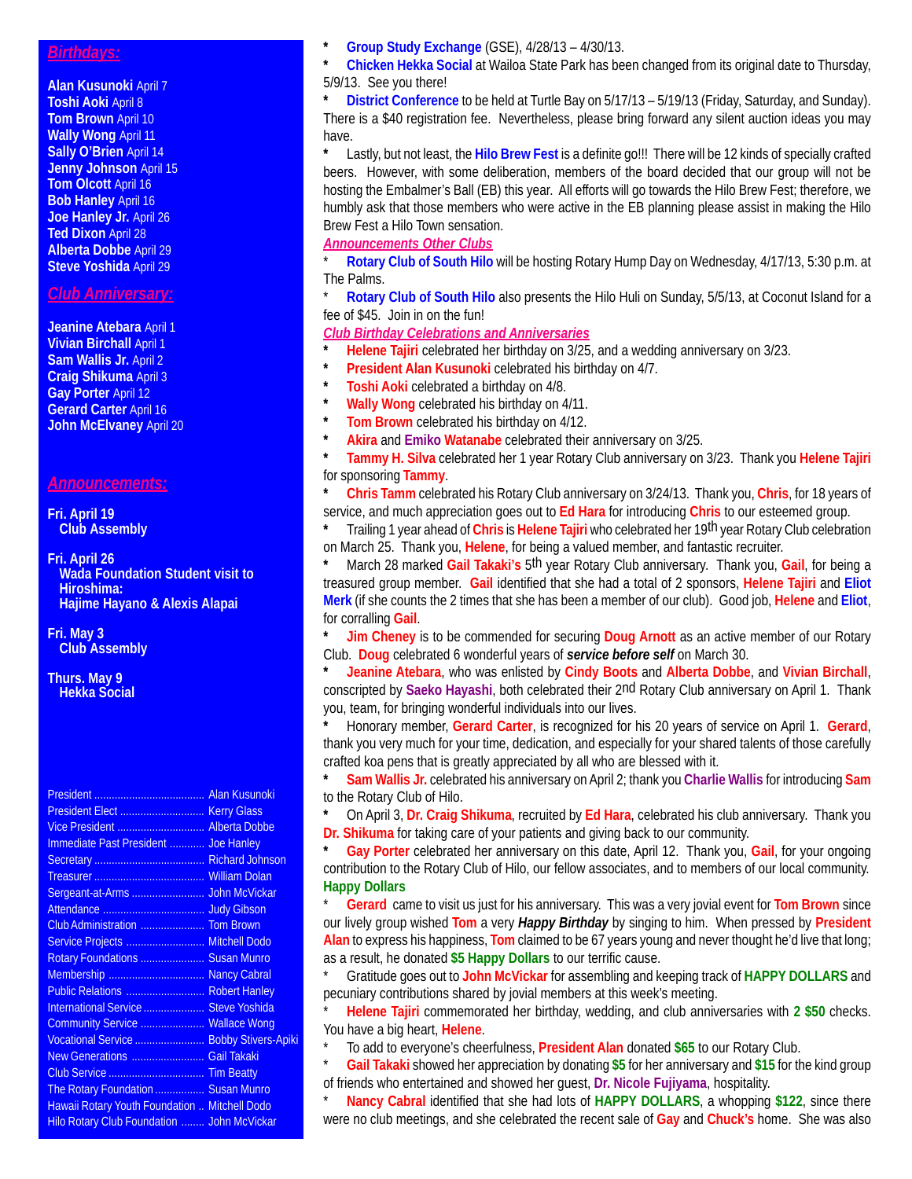## *Birthdays:*

**Alan Kusunoki** April 7
**Toshi Aoki** April 8
**Tom Brown** April 10
**Wally Wong** April 11
**Sally O'Brien** April 14
**Jenny Johnson** April 15
**Tom Olcott** April 16
**Bob Hanley** April 16
**Joe Hanley Jr.** April 26
**Ted Dixon** April 28
**Alberta Dobbe** April 29
**Steve Yoshida** April 29

## *Club Anniversary:*

**Jeanine Atebara** April 1
**Vivian Birchall** April 1
**Sam Wallis Jr.** April 2
**Craig Shikuma** April 3
**Gay Porter** April 12
**Gerard Carter** April 16
**John McElvaney** April 20

## *Announcements:*

**Fri. April 19**
**Club Assembly**

**Fri. April 26**
**Wada Foundation Student visit to Hiroshima:**
**Hajime Hayano & Alexis Alapai**

**Fri. May 3**
**Club Assembly**

**Thurs. May 9**
**Hekka Social**

| | |
|---|---|
| President | Alan Kusunoki |
| President Elect | Kerry Glass |
| Vice President | Alberta Dobbe |
| Immediate Past President | Joe Hanley |
| Secretary | Richard Johnson |
| Treasurer | William Dolan |
| Sergeant-at-Arms | John McVickar |
| Attendance | Judy Gibson |
| Club Administration | Tom Brown |
| Service Projects | Mitchell Dodo |
| Rotary Foundations | Susan Munro |
| Membership | Nancy Cabral |
| Public Relations | Robert Hanley |
| International Service | Steve Yoshida |
| Community Service | Wallace Wong |
| Vocational Service | Bobby Stivers-Apiki |
| New Generations | Gail Takaki |
| Club Service | Tim Beatty |
| The Rotary Foundation | Susan Munro |
| Hawaii Rotary Youth Foundation | Mitchell Dodo |
| Hilo Rotary Club Foundation | John McVickar |

* **Group Study Exchange** (GSE), 4/28/13 – 4/30/13.
* **Chicken Hekka Social** at Wailoa State Park has been changed from its original date to Thursday, 5/9/13. See you there!
* **District Conference** to be held at Turtle Bay on 5/17/13 – 5/19/13 (Friday, Saturday, and Sunday). There is a $40 registration fee. Nevertheless, please bring forward any silent auction ideas you may have.
* Lastly, but not least, the **Hilo Brew Fest** is a definite go!!! There will be 12 kinds of specially crafted beers. However, with some deliberation, members of the board decided that our group will not be hosting the Embalmer's Ball (EB) this year. All efforts will go towards the Hilo Brew Fest; therefore, we humbly ask that those members who were active in the EB planning please assist in making the Hilo Brew Fest a Hilo Town sensation.

***Announcements Other Clubs***

* **Rotary Club of South Hilo** will be hosting Rotary Hump Day on Wednesday, 4/17/13, 5:30 p.m. at The Palms.
* **Rotary Club of South Hilo** also presents the Hilo Huli on Sunday, 5/5/13, at Coconut Island for a fee of $45. Join in on the fun!

***Club Birthday Celebrations and Anniversaries***

* **Helene Tajiri** celebrated her birthday on 3/25, and a wedding anniversary on 3/23.
* **President Alan Kusunoki** celebrated his birthday on 4/7.
* **Toshi Aoki** celebrated a birthday on 4/8.
* **Wally Wong** celebrated his birthday on 4/11.
* **Tom Brown** celebrated his birthday on 4/12.
* **Akira** and **Emiko Watanabe** celebrated their anniversary on 3/25.
* **Tammy H. Silva** celebrated her 1 year Rotary Club anniversary on 3/23. Thank you **Helene Tajiri** for sponsoring **Tammy**.
* **Chris Tamm** celebrated his Rotary Club anniversary on 3/24/13. Thank you, **Chris**, for 18 years of service, and much appreciation goes out to **Ed Hara** for introducing **Chris** to our esteemed group.
* Trailing 1 year ahead of **Chris** is **Helene Tajiri** who celebrated her 19th year Rotary Club celebration on March 25. Thank you, **Helene**, for being a valued member, and fantastic recruiter.
* March 28 marked **Gail Takaki's** 5th year Rotary Club anniversary. Thank you, **Gail**, for being a treasured group member. **Gail** identified that she had a total of 2 sponsors, **Helene Tajiri** and **Eliot Merk** (if she counts the 2 times that she has been a member of our club). Good job, **Helene** and **Eliot**, for corralling **Gail**.
* **Jim Cheney** is to be commended for securing **Doug Arnott** as an active member of our Rotary Club. **Doug** celebrated 6 wonderful years of ***service before self*** on March 30.
* **Jeanine Atebara**, who was enlisted by **Cindy Boots** and **Alberta Dobbe**, and **Vivian Birchall**, conscripted by **Saeko Hayashi**, both celebrated their 2nd Rotary Club anniversary on April 1. Thank you, team, for bringing wonderful individuals into our lives.
* Honorary member, **Gerard Carter**, is recognized for his 20 years of service on April 1. **Gerard**, thank you very much for your time, dedication, and especially for your shared talents of those carefully crafted koa pens that is greatly appreciated by all who are blessed with it.
* **Sam Wallis Jr.** celebrated his anniversary on April 2; thank you **Charlie Wallis** for introducing **Sam** to the Rotary Club of Hilo.
* On April 3, **Dr. Craig Shikuma**, recruited by **Ed Hara**, celebrated his club anniversary. Thank you **Dr. Shikuma** for taking care of your patients and giving back to our community.
* **Gay Porter** celebrated her anniversary on this date, April 12. Thank you, **Gail**, for your ongoing contribution to the Rotary Club of Hilo, our fellow associates, and to members of our local community.

**Happy Dollars**

* **Gerard** came to visit us just for his anniversary. This was a very jovial event for **Tom Brown** since our lively group wished **Tom** a very ***Happy Birthday*** by singing to him. When pressed by **President Alan** to express his happiness, **Tom** claimed to be 67 years young and never thought he'd live that long; as a result, he donated **$5 Happy Dollars** to our terrific cause.
* Gratitude goes out to **John McVickar** for assembling and keeping track of **HAPPY DOLLARS** and pecuniary contributions shared by jovial members at this week's meeting.
* **Helene Tajiri** commemorated her birthday, wedding, and club anniversaries with **2 $50** checks. You have a big heart, **Helene**.
* To add to everyone's cheerfulness, **President Alan** donated **$65** to our Rotary Club.
* **Gail Takaki** showed her appreciation by donating **$5** for her anniversary and **$15** for the kind group of friends who entertained and showed her guest, **Dr. Nicole Fujiyama**, hospitality.
* **Nancy Cabral** identified that she had lots of **HAPPY DOLLARS**, a whopping **$122**, since there were no club meetings, and she celebrated the recent sale of **Gay** and **Chuck's** home. She was also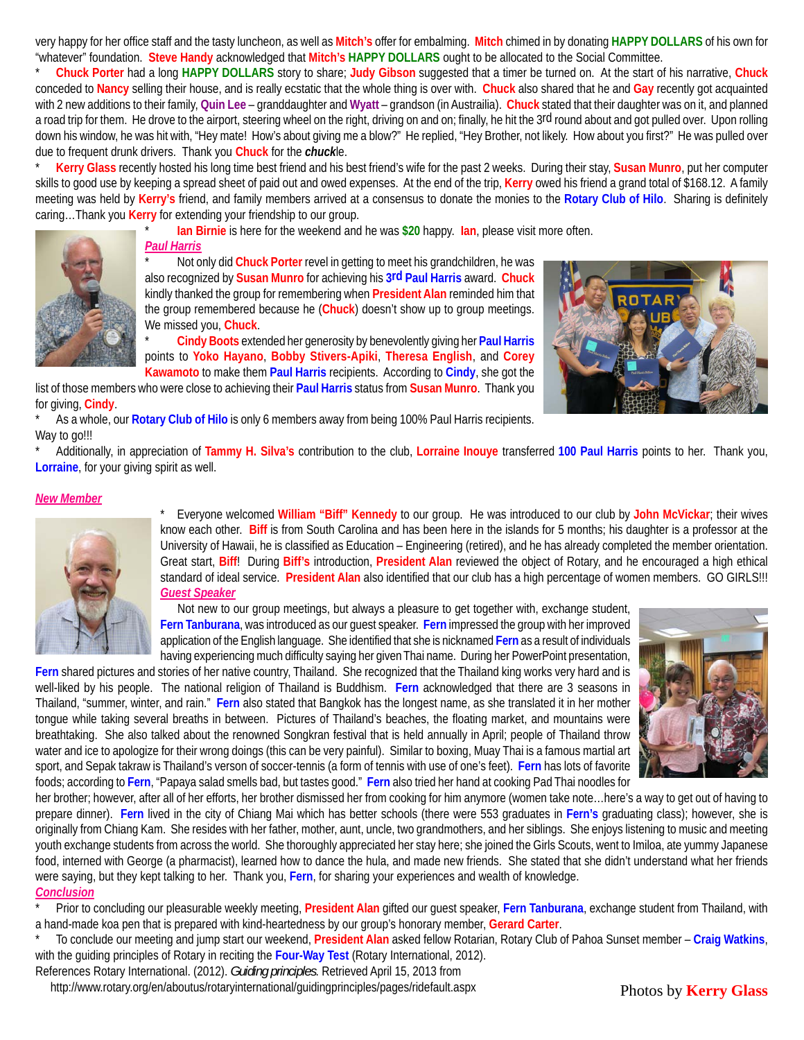very happy for her office staff and the tasty luncheon, as well as Mitch's offer for embalming. Mitch chimed in by donating HAPPY DOLLARS of his own for "whatever" foundation. Steve Handy acknowledged that Mitch's HAPPY DOLLARS ought to be allocated to the Social Committee.

* Chuck Porter had a long HAPPY DOLLARS story to share; Judy Gibson suggested that a timer be turned on. At the start of his narrative, Chuck conceded to Nancy selling their house, and is really ecstatic that the whole thing is over with. Chuck also shared that he and Gay recently got acquainted with 2 new additions to their family, Quin Lee – granddaughter and Wyatt – grandson (in Austrailia). Chuck stated that their daughter was on it, and planned a road trip for them. He drove to the airport, steering wheel on the right, driving on and on; finally, he hit the 3rd round about and got pulled over. Upon rolling down his window, he was hit with, "Hey mate! How's about giving me a blow?" He replied, "Hey Brother, not likely. How about you first?" He was pulled over due to frequent drunk drivers. Thank you Chuck for the ***chuck***le.

* Kerry Glass recently hosted his long time best friend and his best friend's wife for the past 2 weeks. During their stay, Susan Munro, put her computer skills to good use by keeping a spread sheet of paid out and owed expenses. At the end of the trip, Kerry owed his friend a grand total of $168.12. A family meeting was held by Kerry's friend, and family members arrived at a consensus to donate the monies to the Rotary Club of Hilo. Sharing is definitely caring…Thank you Kerry for extending your friendship to our group.

* Ian Birnie is here for the weekend and he was $20 happy. Ian, please visit more often.

***Paul Harris***

* Not only did Chuck Porter revel in getting to meet his grandchildren, he was also recognized by Susan Munro for achieving his 3rd Paul Harris award. Chuck kindly thanked the group for remembering when President Alan reminded him that the group remembered because he (Chuck) doesn't show up to group meetings. We missed you, Chuck.

* Cindy Boots extended her generosity by benevolently giving her Paul Harris points to Yoko Hayano, Bobby Stivers-Apiki, Theresa English, and Corey Kawamoto to make them Paul Harris recipients. According to Cindy, she got the list of those members who were close to achieving their Paul Harris status from Susan Munro. Thank you for giving, Cindy.

* As a whole, our Rotary Club of Hilo is only 6 members away from being 100% Paul Harris recipients. Way to go!!!

* Additionally, in appreciation of Tammy H. Silva's contribution to the club, Lorraine Inouye transferred 100 Paul Harris points to her. Thank you, Lorraine, for your giving spirit as well.

***New Member***

* Everyone welcomed William "Biff" Kennedy to our group. He was introduced to our club by John McVickar; their wives know each other. Biff is from South Carolina and has been here in the islands for 5 months; his daughter is a professor at the University of Hawaii, he is classified as Education – Engineering (retired), and he has already completed the member orientation. Great start, Biff! During Biff's introduction, President Alan reviewed the object of Rotary, and he encouraged a high ethical standard of ideal service. President Alan also identified that our club has a high percentage of women members. GO GIRLS!!!

***Guest Speaker***

Not new to our group meetings, but always a pleasure to get together with, exchange student, Fern Tanburana, was introduced as our guest speaker. Fern impressed the group with her improved application of the English language. She identified that she is nicknamed Fern as a result of individuals having experiencing much difficulty saying her given Thai name. During her PowerPoint presentation, Fern shared pictures and stories of her native country, Thailand. She recognized that the Thailand king works very hard and is well-liked by his people. The national religion of Thailand is Buddhism. Fern acknowledged that there are 3 seasons in Thailand, "summer, winter, and rain." Fern also stated that Bangkok has the longest name, as she translated it in her mother tongue while taking several breaths in between. Pictures of Thailand's beaches, the floating market, and mountains were breathtaking. She also talked about the renowned Songkran festival that is held annually in April; people of Thailand throw water and ice to apologize for their wrong doings (this can be very painful). Similar to boxing, Muay Thai is a famous martial art sport, and Sepak takraw is Thailand's verson of soccer-tennis (a form of tennis with use of one's feet). Fern has lots of favorite foods; according to Fern, "Papaya salad smells bad, but tastes good." Fern also tried her hand at cooking Pad Thai noodles for her brother; however, after all of her efforts, her brother dismissed her from cooking for him anymore (women take note…here's a way to get out of having to prepare dinner). Fern lived in the city of Chiang Mai which has better schools (there were 553 graduates in Fern's graduating class); however, she is originally from Chiang Kam. She resides with her father, mother, aunt, uncle, two grandmothers, and her siblings. She enjoys listening to music and meeting youth exchange students from across the world. She thoroughly appreciated her stay here; she joined the Girls Scouts, went to Imiloa, ate yummy Japanese food, interned with George (a pharmacist), learned how to dance the hula, and made new friends. She stated that she didn't understand what her friends were saying, but they kept talking to her. Thank you, Fern, for sharing your experiences and wealth of knowledge.

***Conclusion***

* Prior to concluding our pleasurable weekly meeting, President Alan gifted our guest speaker, Fern Tanburana, exchange student from Thailand, with a hand-made koa pen that is prepared with kind-heartedness by our group's honorary member, Gerard Carter.

* To conclude our meeting and jump start our weekend, President Alan asked fellow Rotarian, Rotary Club of Pahoa Sunset member – Craig Watkins, with the guiding principles of Rotary in reciting the Four-Way Test (Rotary International, 2012).

References Rotary International. (2012). *Guiding principles*. Retrieved April 15, 2013 from http://www.rotary.org/en/aboutus/rotaryinternational/guidingprinciples/pages/ridefault.aspx

Photos by **Kerry Glass**